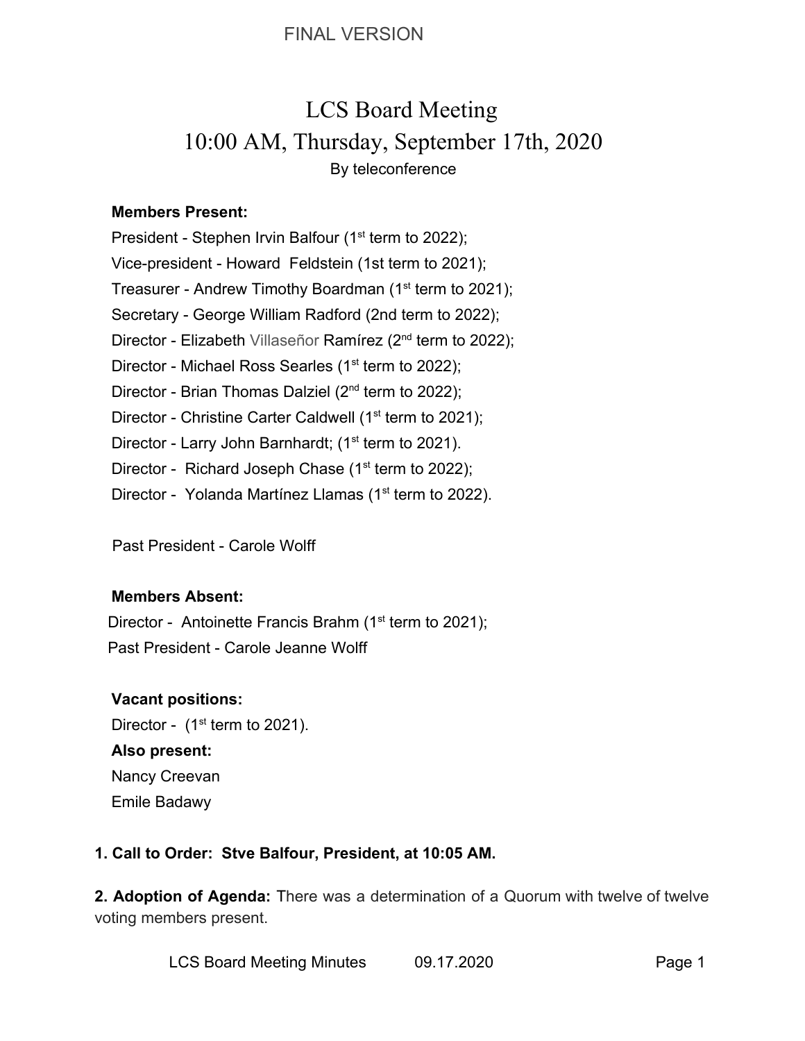FINAL VERSION

# LCS Board Meeting

## 10:00 AM, Thursday, September 17th, 2020

By teleconference

**Members Present:**

President - Stephen Irvin Balfour (1st term to 2022);
Vice-president - Howard Feldstein (1st term to 2021);
Treasurer - Andrew Timothy Boardman (1st term to 2021);
Secretary - George William Radford (2nd term to 2022);
Director - Elizabeth Villaseñor Ramírez (2nd term to 2022);
Director - Michael Ross Searles (1st term to 2022);
Director - Brian Thomas Dalziel (2nd term to 2022);
Director - Christine Carter Caldwell (1st term to 2021);
Director - Larry John Barnhardt; (1st term to 2021).
Director - Richard Joseph Chase (1st term to 2022);
Director - Yolanda Martínez Llamas (1st term to 2022).

Past President - Carole Wolff

**Members Absent:**

Director - Antoinette Francis Brahm (1st term to 2021);
Past President - Carole Jeanne Wolff

**Vacant positions:**

Director - (1st term to 2021).

**Also present:**

Nancy Creevan
Emile Badawy

**1. Call to Order: Stve Balfour, President, at 10:05 AM.**

**2. Adoption of Agenda:** There was a determination of a Quorum with twelve of twelve voting members present.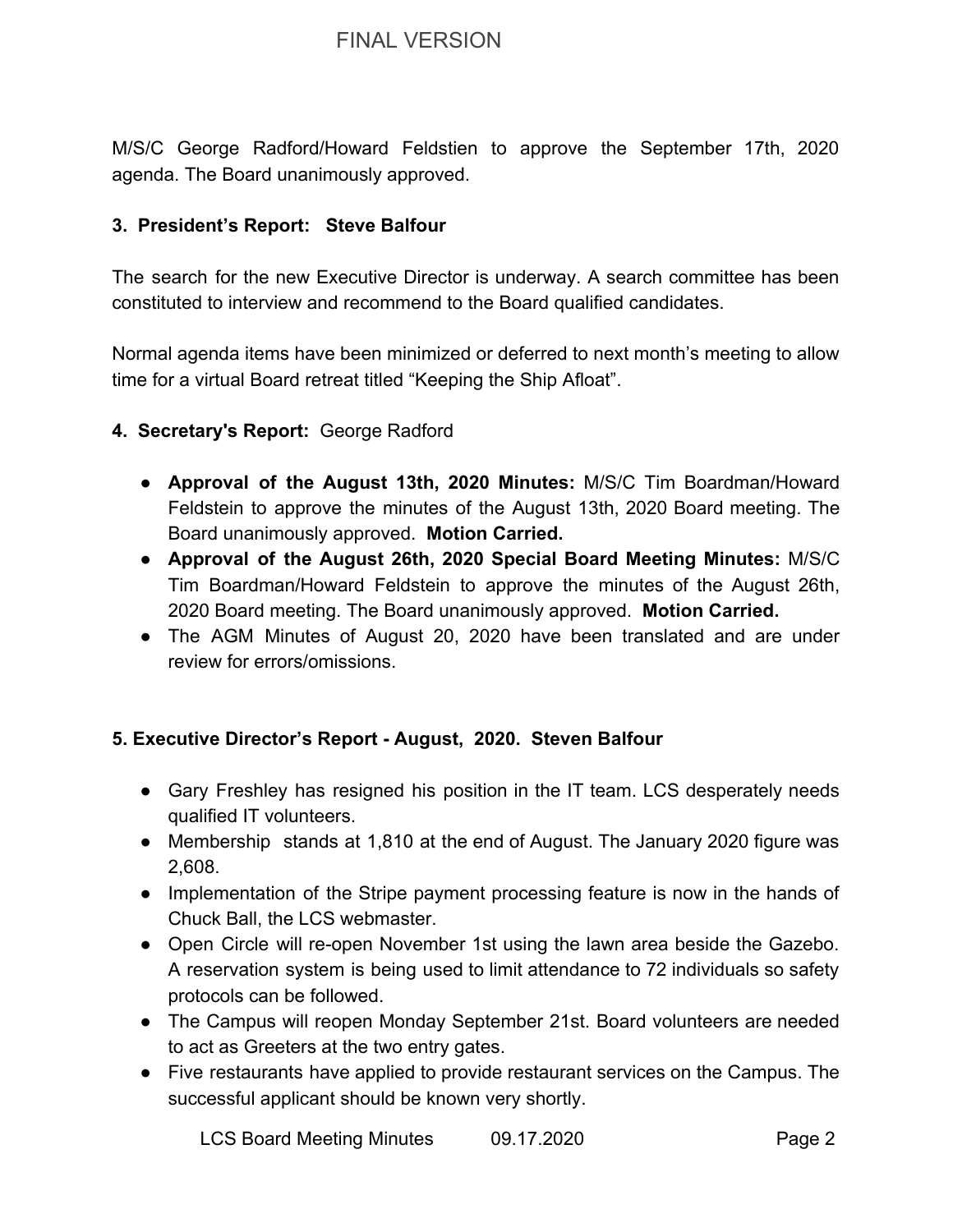M/S/C George Radford/Howard Feldstien to approve the September 17th, 2020 agenda. The Board unanimously approved.

**3. President's Report: Steve Balfour**

The search for the new Executive Director is underway. A search committee has been constituted to interview and recommend to the Board qualified candidates.

Normal agenda items have been minimized or deferred to next month's meeting to allow time for a virtual Board retreat titled "Keeping the Ship Afloat".

**4. Secretary's Report:** George Radford

- **Approval of the August 13th, 2020 Minutes:** M/S/C Tim Boardman/Howard Feldstein to approve the minutes of the August 13th, 2020 Board meeting. The Board unanimously approved. **Motion Carried.**
- **Approval of the August 26th, 2020 Special Board Meeting Minutes:** M/S/C Tim Boardman/Howard Feldstein to approve the minutes of the August 26th, 2020 Board meeting. The Board unanimously approved. **Motion Carried.**
- The AGM Minutes of August 20, 2020 have been translated and are under review for errors/omissions.

**5. Executive Director's Report - August, 2020. Steven Balfour**

- Gary Freshley has resigned his position in the IT team. LCS desperately needs qualified IT volunteers.
- Membership stands at 1,810 at the end of August. The January 2020 figure was 2,608.
- Implementation of the Stripe payment processing feature is now in the hands of Chuck Ball, the LCS webmaster.
- Open Circle will re-open November 1st using the lawn area beside the Gazebo. A reservation system is being used to limit attendance to 72 individuals so safety protocols can be followed.
- The Campus will reopen Monday September 21st. Board volunteers are needed to act as Greeters at the two entry gates.
- Five restaurants have applied to provide restaurant services on the Campus. The successful applicant should be known very shortly.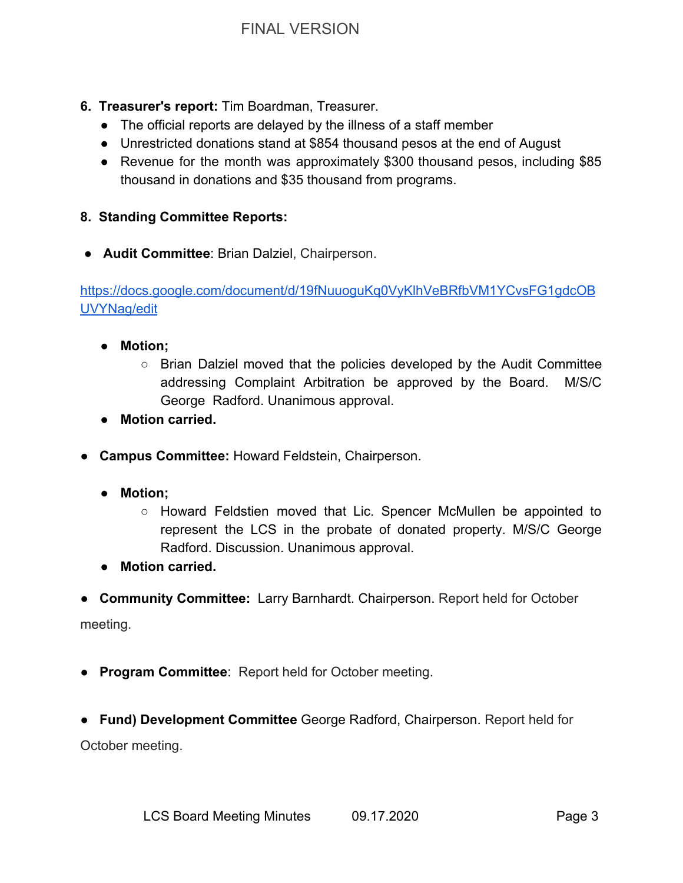6. **Treasurer's report:** Tim Boardman, Treasurer.
   - The official reports are delayed by the illness of a staff member
   - Unrestricted donations stand at $854 thousand pesos at the end of August
   - Revenue for the month was approximately $300 thousand pesos, including $85 thousand in donations and $35 thousand from programs.

8. **Standing Committee Reports:**

- **Audit Committee**: Brian Dalziel, Chairperson.

https://docs.google.com/document/d/19fNuuoguKq0VyKlhVeBRfbVM1YCvsFG1gdcOBUVYNag/edit

- **Motion;**
  - Brian Dalziel moved that the policies developed by the Audit Committee addressing Complaint Arbitration be approved by the Board. M/S/C George Radford. Unanimous approval.
- **Motion carried.**

- **Campus Committee:** Howard Feldstein, Chairperson.

- **Motion;**
  - Howard Feldstien moved that Lic. Spencer McMullen be appointed to represent the LCS in the probate of donated property. M/S/C George Radford. Discussion. Unanimous approval.
- **Motion carried.**

- **Community Committee:** Larry Barnhardt. Chairperson. Report held for October meeting.

- **Program Committee**: Report held for October meeting.

- **Fund) Development Committee** George Radford, Chairperson. Report held for October meeting.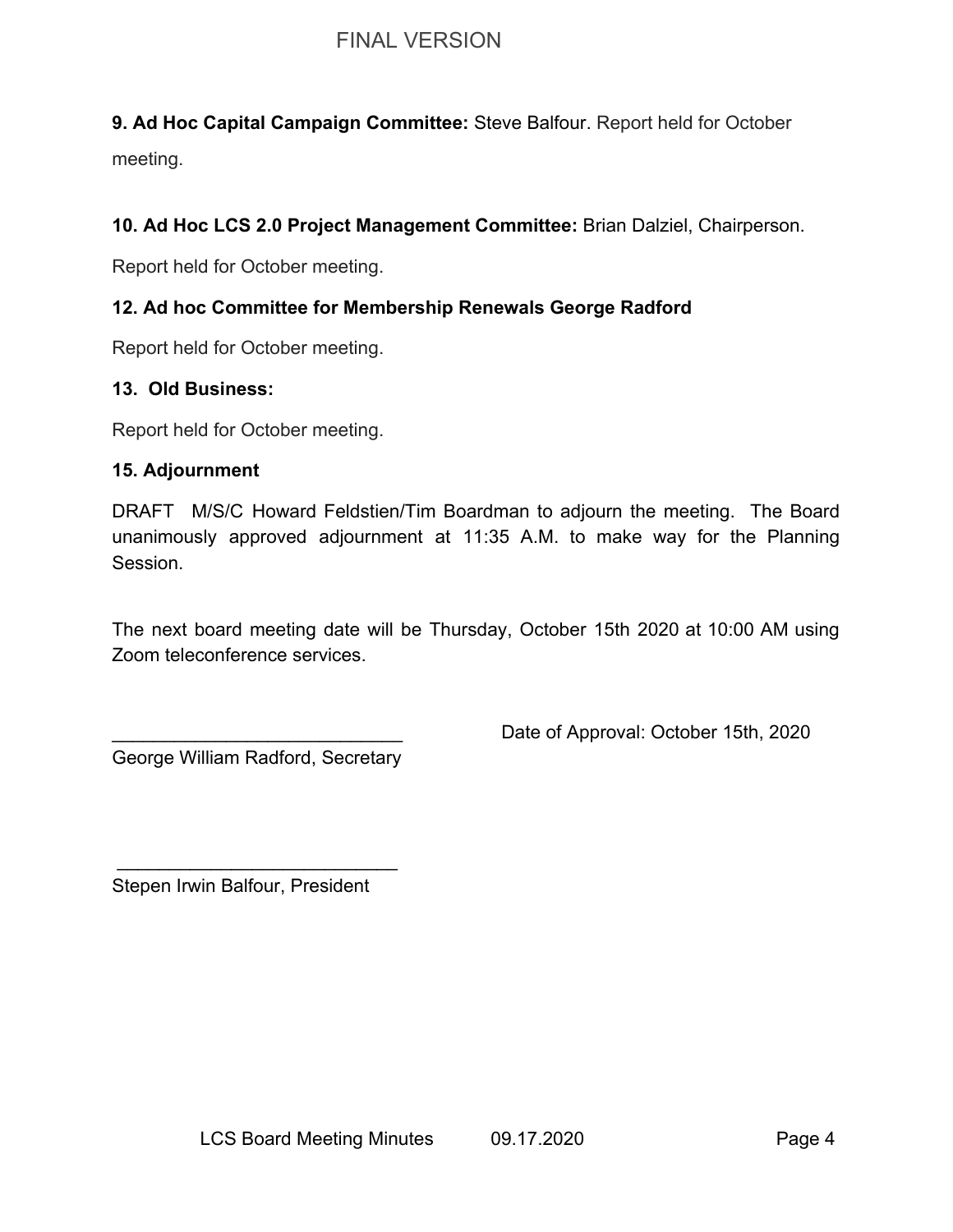FINAL VERSION

**9. Ad Hoc Capital Campaign Committee:** Steve Balfour. Report held for October meeting.

**10. Ad Hoc LCS 2.0 Project Management Committee:** Brian Dalziel, Chairperson.

Report held for October meeting.

**12. Ad hoc Committee for Membership Renewals George Radford**

Report held for October meeting.

**13. Old Business:**

Report held for October meeting.

**15. Adjournment**

DRAFT M/S/C Howard Feldstien/Tim Boardman to adjourn the meeting. The Board unanimously approved adjournment at 11:35 A.M. to make way for the Planning Session.

The next board meeting date will be Thursday, October 15th 2020 at 10:00 AM using Zoom teleconference services.

___________________________ Date of Approval: October 15th, 2020

George William Radford, Secretary

___________________________

Stepen Irwin Balfour, President